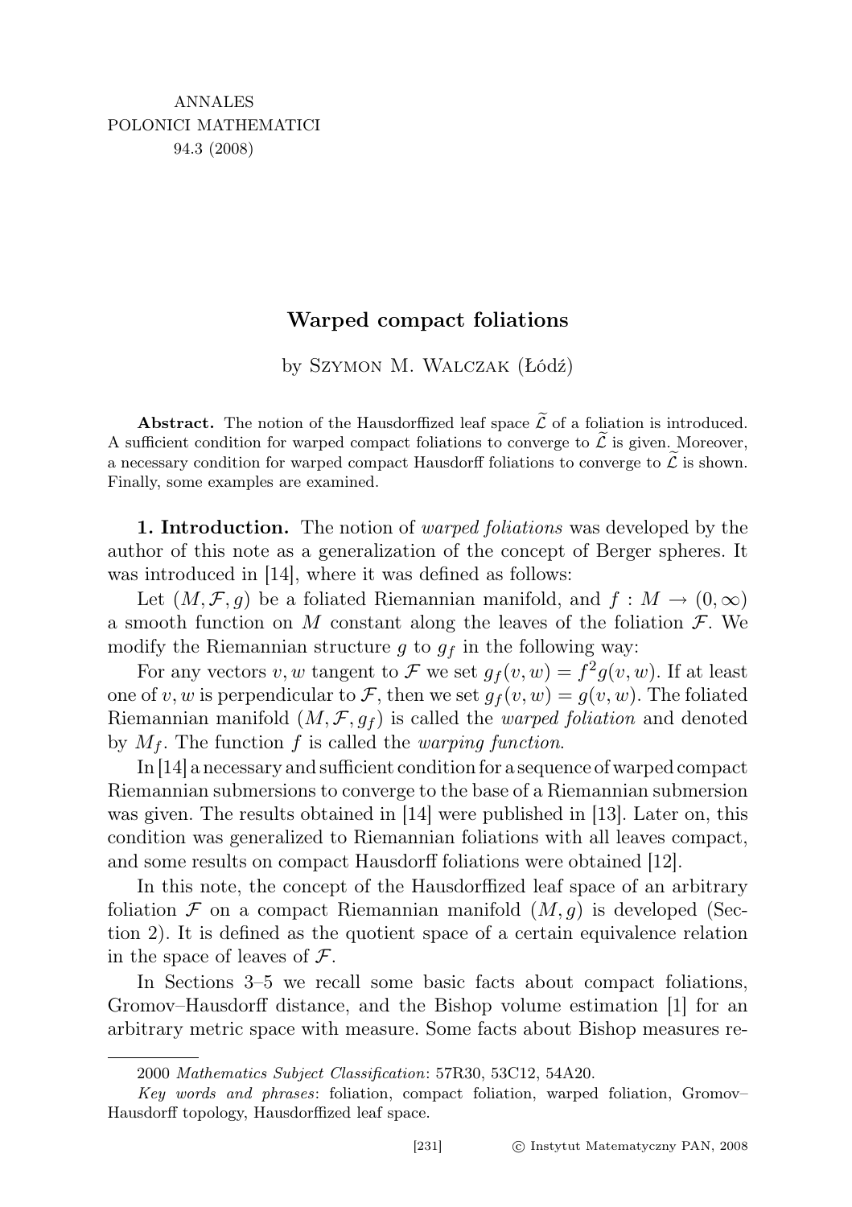ANNALES
POLONICI MATHEMATICI
94.3 (2008)

# Warped compact foliations

by Szymon M. Walczak (Łódź)

**Abstract.** The notion of the Hausdorffized leaf space $\widetilde{\mathcal{L}}$ of a foliation is introduced. A sufficient condition for warped compact foliations to converge to $\widetilde{\mathcal{L}}$ is given. Moreover, a necessary condition for warped compact Hausdorff foliations to converge to $\widetilde{\mathcal{L}}$ is shown. Finally, some examples are examined.

**1. Introduction.** The notion of *warped foliations* was developed by the author of this note as a generalization of the concept of Berger spheres. It was introduced in [14], where it was defined as follows:

Let $(M, \mathcal{F}, g)$ be a foliated Riemannian manifold, and $f : M \to (0, \infty)$ a smooth function on $M$ constant along the leaves of the foliation $\mathcal{F}$. We modify the Riemannian structure $g$ to $g_f$ in the following way:

For any vectors $v, w$ tangent to $\mathcal{F}$ we set $g_f(v, w) = f^2 g(v, w)$. If at least one of $v, w$ is perpendicular to $\mathcal{F}$, then we set $g_f(v, w) = g(v, w)$. The foliated Riemannian manifold $(M, \mathcal{F}, g_f)$ is called the *warped foliation* and denoted by $M_f$. The function $f$ is called the *warping function*.

In [14] a necessary and sufficient condition for a sequence of warped compact Riemannian submersions to converge to the base of a Riemannian submersion was given. The results obtained in [14] were published in [13]. Later on, this condition was generalized to Riemannian foliations with all leaves compact, and some results on compact Hausdorff foliations were obtained [12].

In this note, the concept of the Hausdorffized leaf space of an arbitrary foliation $\mathcal{F}$ on a compact Riemannian manifold $(M, g)$ is developed (Section 2). It is defined as the quotient space of a certain equivalence relation in the space of leaves of $\mathcal{F}$.

In Sections 3–5 we recall some basic facts about compact foliations, Gromov–Hausdorff distance, and the Bishop volume estimation [1] for an arbitrary metric space with measure. Some facts about Bishop measures re-

2000 *Mathematics Subject Classification*: 57R30, 53C12, 54A20.

*Key words and phrases*: foliation, compact foliation, warped foliation, Gromov–Hausdorff topology, Hausdorffized leaf space.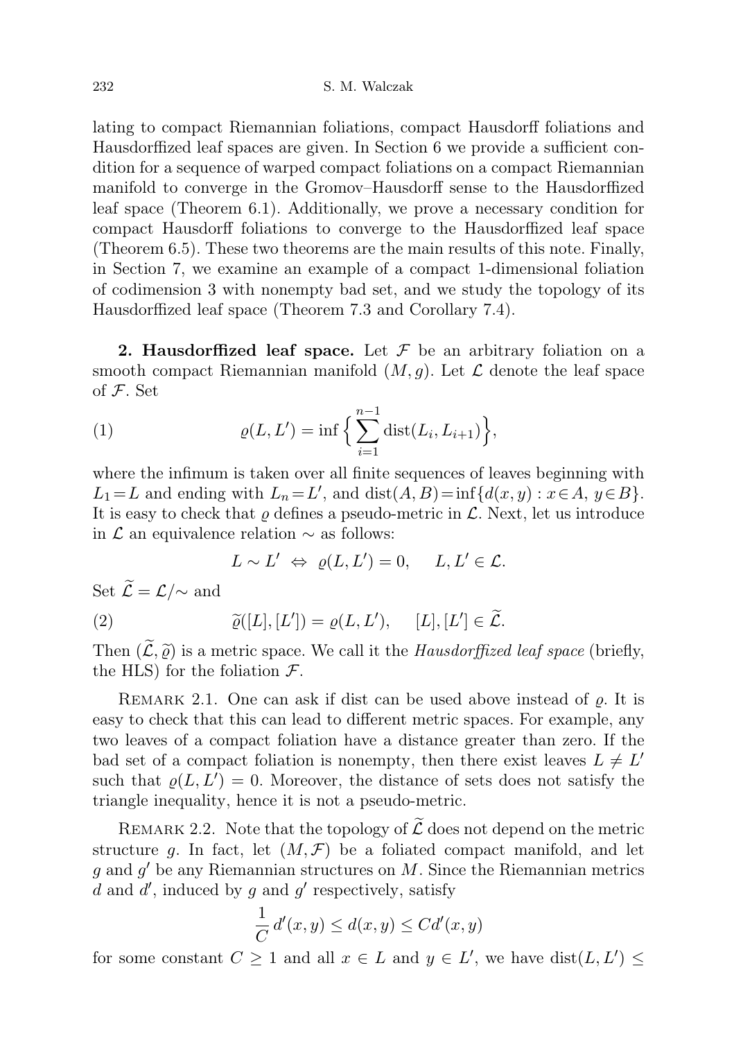lating to compact Riemannian foliations, compact Hausdorff foliations and Hausdorffized leaf spaces are given. In Section 6 we provide a sufficient condition for a sequence of warped compact foliations on a compact Riemannian manifold to converge in the Gromov–Hausdorff sense to the Hausdorffized leaf space (Theorem 6.1). Additionally, we prove a necessary condition for compact Hausdorff foliations to converge to the Hausdorffized leaf space (Theorem 6.5). These two theorems are the main results of this note. Finally, in Section 7, we examine an example of a compact 1-dimensional foliation of codimension 3 with nonempty bad set, and we study the topology of its Hausdorffized leaf space (Theorem 7.3 and Corollary 7.4).

**2. Hausdorffized leaf space.** Let $\mathcal{F}$ be an arbitrary foliation on a smooth compact Riemannian manifold $(M, g)$. Let $\mathcal{L}$ denote the leaf space of $\mathcal{F}$. Set

$$\varrho(L, L') = \inf \Big\{ \sum_{i=1}^{n-1} \operatorname{dist}(L_i, L_{i+1}) \Big\}, \tag{1}$$

where the infimum is taken over all finite sequences of leaves beginning with $L_1 = L$ and ending with $L_n = L'$, and $\operatorname{dist}(A, B) = \inf\{d(x, y) : x \in A,\ y \in B\}$. It is easy to check that $\varrho$ defines a pseudo-metric in $\mathcal{L}$. Next, let us introduce in $\mathcal{L}$ an equivalence relation $\sim$ as follows:

$$L \sim L' \ \Leftrightarrow\ \varrho(L, L') = 0, \qquad L, L' \in \mathcal{L}.$$

Set $\widetilde{\mathcal{L}} = \mathcal{L}/\!\sim$ and

$$\widetilde{\varrho}([L], [L']) = \varrho(L, L'), \qquad [L], [L'] \in \widetilde{\mathcal{L}}. \tag{2}$$

Then $(\widetilde{\mathcal{L}}, \widetilde{\varrho})$ is a metric space. We call it the *Hausdorffized leaf space* (briefly, the HLS) for the foliation $\mathcal{F}$.

Remark 2.1. One can ask if dist can be used above instead of $\varrho$. It is easy to check that this can lead to different metric spaces. For example, any two leaves of a compact foliation have a distance greater than zero. If the bad set of a compact foliation is nonempty, then there exist leaves $L \neq L'$ such that $\varrho(L, L') = 0$. Moreover, the distance of sets does not satisfy the triangle inequality, hence it is not a pseudo-metric.

Remark 2.2. Note that the topology of $\widetilde{\mathcal{L}}$ does not depend on the metric structure $g$. In fact, let $(M, \mathcal{F})$ be a foliated compact manifold, and let $g$ and $g'$ be any Riemannian structures on $M$. Since the Riemannian metrics $d$ and $d'$, induced by $g$ and $g'$ respectively, satisfy

$$\frac{1}{C}\, d'(x, y) \leq d(x, y) \leq C d'(x, y)$$

for some constant $C \geq 1$ and all $x \in L$ and $y \in L'$, we have $\operatorname{dist}(L, L') \leq$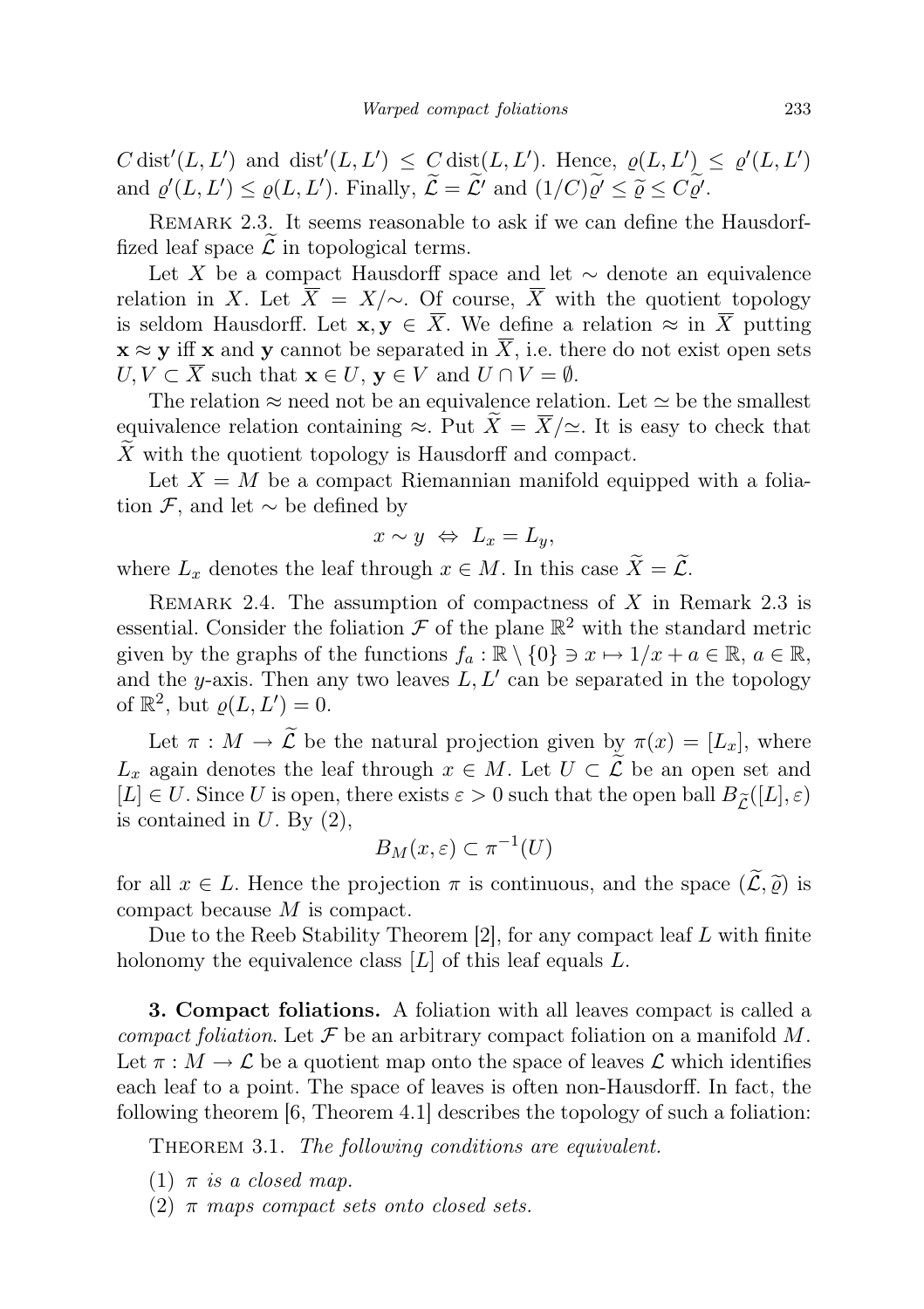$C\,\mathrm{dist}'(L, L')$ and $\mathrm{dist}'(L, L') \leq C\,\mathrm{dist}(L, L')$. Hence, $\varrho(L, L') \leq \varrho'(L, L')$ and $\varrho'(L, L') \leq \varrho(L, L')$. Finally, $\widetilde{\mathcal{L}} = \widetilde{\mathcal{L}'}$ and $(1/C)\widetilde{\varrho'} \leq \widetilde{\varrho} \leq C\widetilde{\varrho'}$.

Remark 2.3. It seems reasonable to ask if we can define the Hausdorffized leaf space $\widetilde{\mathcal{L}}$ in topological terms.

Let $X$ be a compact Hausdorff space and let $\sim$ denote an equivalence relation in $X$. Let $\overline{X} = X/\!\sim$. Of course, $\overline{X}$ with the quotient topology is seldom Hausdorff. Let $\mathbf{x}, \mathbf{y} \in \overline{X}$. We define a relation $\approx$ in $\overline{X}$ putting $\mathbf{x} \approx \mathbf{y}$ iff $\mathbf{x}$ and $\mathbf{y}$ cannot be separated in $\overline{X}$, i.e. there do not exist open sets $U, V \subset \overline{X}$ such that $\mathbf{x} \in U$, $\mathbf{y} \in V$ and $U \cap V = \emptyset$.

The relation $\approx$ need not be an equivalence relation. Let $\simeq$ be the smallest equivalence relation containing $\approx$. Put $\widetilde{X} = \overline{X}/\!\simeq$. It is easy to check that $\widetilde{X}$ with the quotient topology is Hausdorff and compact.

Let $X = M$ be a compact Riemannian manifold equipped with a foliation $\mathcal{F}$, and let $\sim$ be defined by

$$x \sim y \;\Leftrightarrow\; L_x = L_y,$$

where $L_x$ denotes the leaf through $x \in M$. In this case $\widetilde{X} = \widetilde{\mathcal{L}}$.

Remark 2.4. The assumption of compactness of $X$ in Remark 2.3 is essential. Consider the foliation $\mathcal{F}$ of the plane $\mathbb{R}^2$ with the standard metric given by the graphs of the functions $f_a : \mathbb{R} \setminus \{0\} \ni x \mapsto 1/x + a \in \mathbb{R}$, $a \in \mathbb{R}$, and the $y$-axis. Then any two leaves $L, L'$ can be separated in the topology of $\mathbb{R}^2$, but $\varrho(L, L') = 0$.

Let $\pi : M \to \widetilde{\mathcal{L}}$ be the natural projection given by $\pi(x) = [L_x]$, where $L_x$ again denotes the leaf through $x \in M$. Let $U \subset \widetilde{\mathcal{L}}$ be an open set and $[L] \in U$. Since $U$ is open, there exists $\varepsilon > 0$ such that the open ball $B_{\widetilde{\mathcal{L}}}([L], \varepsilon)$ is contained in $U$. By (2),

$$B_M(x, \varepsilon) \subset \pi^{-1}(U)$$

for all $x \in L$. Hence the projection $\pi$ is continuous, and the space $(\widetilde{\mathcal{L}}, \widetilde{\varrho})$ is compact because $M$ is compact.

Due to the Reeb Stability Theorem [2], for any compact leaf $L$ with finite holonomy the equivalence class $[L]$ of this leaf equals $L$.

**3. Compact foliations.** A foliation with all leaves compact is called a *compact foliation*. Let $\mathcal{F}$ be an arbitrary compact foliation on a manifold $M$. Let $\pi : M \to \mathcal{L}$ be a quotient map onto the space of leaves $\mathcal{L}$ which identifies each leaf to a point. The space of leaves is often non-Hausdorff. In fact, the following theorem [6, Theorem 4.1] describes the topology of such a foliation:

Theorem 3.1. *The following conditions are equivalent.*

(1) *$\pi$ is a closed map.*

(2) *$\pi$ maps compact sets onto closed sets.*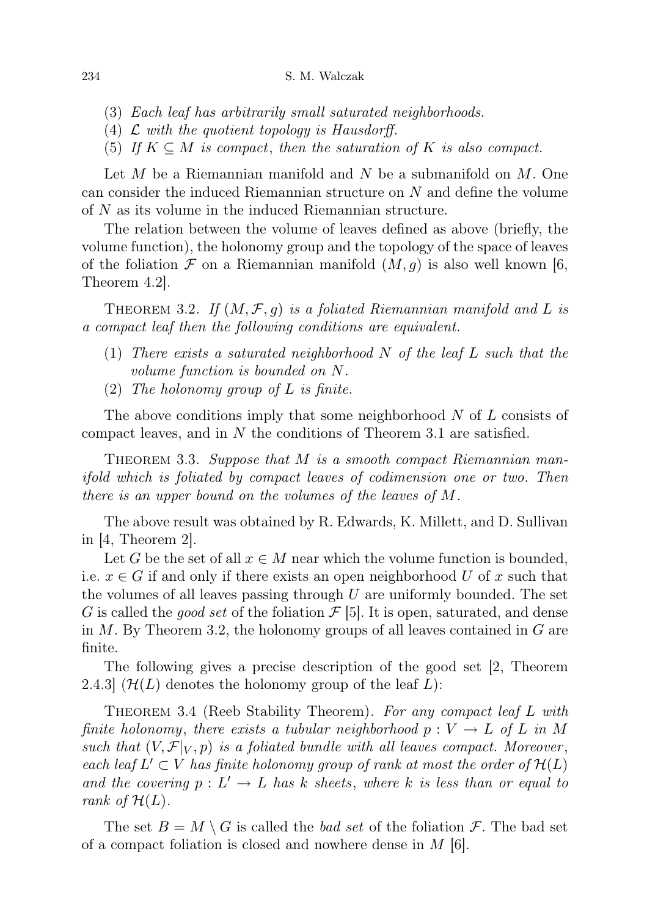(3) *Each leaf has arbitrarily small saturated neighborhoods.*
(4) $\mathcal{L}$ *with the quotient topology is Hausdorff.*
(5) *If* $K \subseteq M$ *is compact, then the saturation of* $K$ *is also compact.*

Let $M$ be a Riemannian manifold and $N$ be a submanifold on $M$. One can consider the induced Riemannian structure on $N$ and define the volume of $N$ as its volume in the induced Riemannian structure.

The relation between the volume of leaves defined as above (briefly, the volume function), the holonomy group and the topology of the space of leaves of the foliation $\mathcal{F}$ on a Riemannian manifold $(M, g)$ is also well known [6, Theorem 4.2].

THEOREM 3.2. *If* $(M, \mathcal{F}, g)$ *is a foliated Riemannian manifold and* $L$ *is a compact leaf then the following conditions are equivalent.*

(1) *There exists a saturated neighborhood* $N$ *of the leaf* $L$ *such that the volume function is bounded on* $N$.
(2) *The holonomy group of* $L$ *is finite.*

The above conditions imply that some neighborhood $N$ of $L$ consists of compact leaves, and in $N$ the conditions of Theorem 3.1 are satisfied.

THEOREM 3.3. *Suppose that* $M$ *is a smooth compact Riemannian manifold which is foliated by compact leaves of codimension one or two. Then there is an upper bound on the volumes of the leaves of* $M$.

The above result was obtained by R. Edwards, K. Millett, and D. Sullivan in [4, Theorem 2].

Let $G$ be the set of all $x \in M$ near which the volume function is bounded, i.e. $x \in G$ if and only if there exists an open neighborhood $U$ of $x$ such that the volumes of all leaves passing through $U$ are uniformly bounded. The set $G$ is called the *good set* of the foliation $\mathcal{F}$ [5]. It is open, saturated, and dense in $M$. By Theorem 3.2, the holonomy groups of all leaves contained in $G$ are finite.

The following gives a precise description of the good set [2, Theorem 2.4.3] ($\mathcal{H}(L)$ denotes the holonomy group of the leaf $L$):

THEOREM 3.4 (Reeb Stability Theorem). *For any compact leaf* $L$ *with finite holonomy, there exists a tubular neighborhood* $p : V \to L$ *of* $L$ *in* $M$ *such that* $(V, \mathcal{F}|_V, p)$ *is a foliated bundle with all leaves compact. Moreover, each leaf* $L' \subset V$ *has finite holonomy group of rank at most the order of* $\mathcal{H}(L)$ *and the covering* $p : L' \to L$ *has* $k$ *sheets, where* $k$ *is less than or equal to rank of* $\mathcal{H}(L)$.

The set $B = M \setminus G$ is called the *bad set* of the foliation $\mathcal{F}$. The bad set of a compact foliation is closed and nowhere dense in $M$ [6].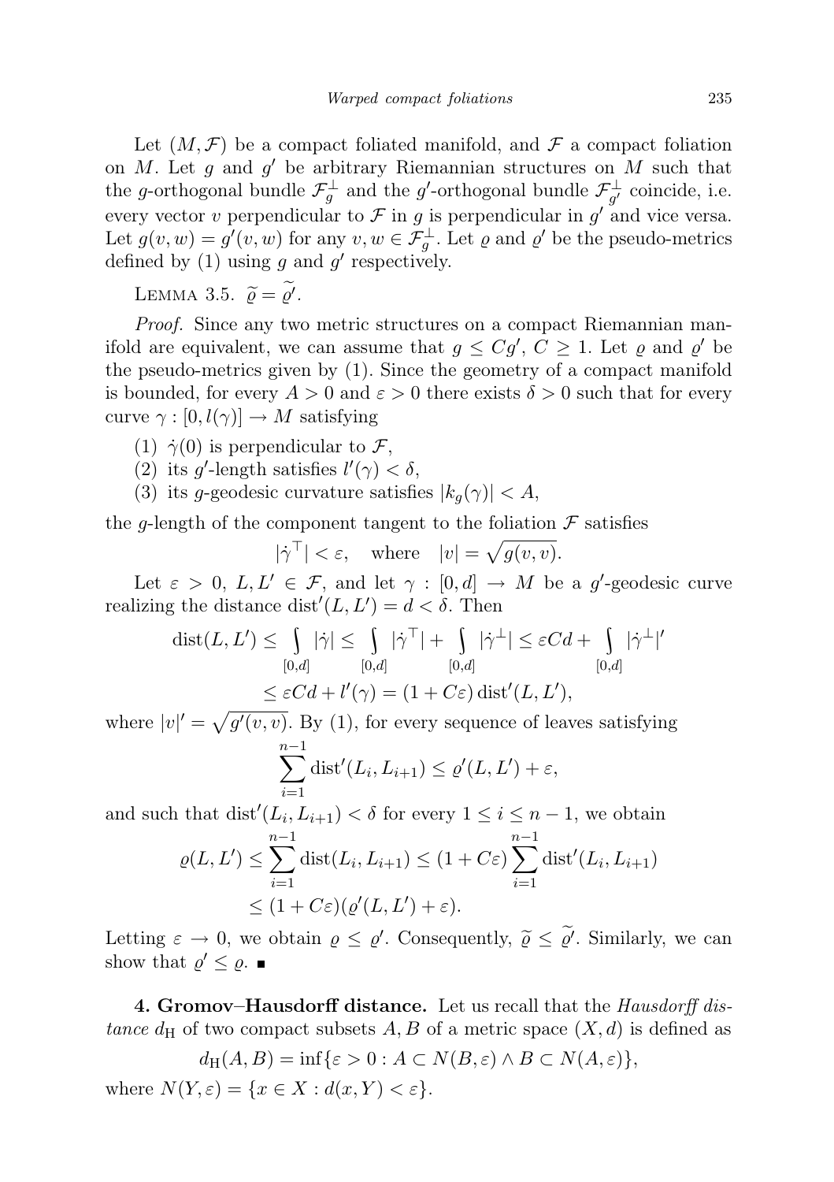Let $(M, \mathcal{F})$ be a compact foliated manifold, and $\mathcal{F}$ a compact foliation on $M$. Let $g$ and $g'$ be arbitrary Riemannian structures on $M$ such that the $g$-orthogonal bundle $\mathcal{F}_g^\perp$ and the $g'$-orthogonal bundle $\mathcal{F}_{g'}^\perp$ coincide, i.e. every vector $v$ perpendicular to $\mathcal{F}$ in $g$ is perpendicular in $g'$ and vice versa. Let $g(v,w) = g'(v,w)$ for any $v, w \in \mathcal{F}_g^\perp$. Let $\varrho$ and $\varrho'$ be the pseudo-metrics defined by (1) using $g$ and $g'$ respectively.

LEMMA 3.5. $\widetilde{\varrho} = \widetilde{\varrho'}$.

*Proof.* Since any two metric structures on a compact Riemannian manifold are equivalent, we can assume that $g \leq Cg'$, $C \geq 1$. Let $\varrho$ and $\varrho'$ be the pseudo-metrics given by (1). Since the geometry of a compact manifold is bounded, for every $A > 0$ and $\varepsilon > 0$ there exists $\delta > 0$ such that for every curve $\gamma : [0, l(\gamma)] \to M$ satisfying

(1) $\dot\gamma(0)$ is perpendicular to $\mathcal{F}$,
(2) its $g'$-length satisfies $l'(\gamma) < \delta$,
(3) its $g$-geodesic curvature satisfies $|k_g(\gamma)| < A$,

the $g$-length of the component tangent to the foliation $\mathcal{F}$ satisfies

$$|\dot\gamma^\top| < \varepsilon, \quad \text{where} \quad |v| = \sqrt{g(v,v)}.$$

Let $\varepsilon > 0$, $L, L' \in \mathcal{F}$, and let $\gamma : [0, d] \to M$ be a $g'$-geodesic curve realizing the distance $\operatorname{dist}'(L, L') = d < \delta$. Then

$$\begin{aligned}
\operatorname{dist}(L, L') &\leq \int_{[0,d]} |\dot\gamma| \leq \int_{[0,d]} |\dot\gamma^\top| + \int_{[0,d]} |\dot\gamma^\perp| \leq \varepsilon C d + \int_{[0,d]} |\dot\gamma^\perp|' \\
&\leq \varepsilon C d + l'(\gamma) = (1 + C\varepsilon) \operatorname{dist}'(L, L'),
\end{aligned}$$

where $|v|' = \sqrt{g'(v,v)}$. By (1), for every sequence of leaves satisfying

$$\sum_{i=1}^{n-1} \operatorname{dist}'(L_i, L_{i+1}) \leq \varrho'(L, L') + \varepsilon,$$

and such that $\operatorname{dist}'(L_i, L_{i+1}) < \delta$ for every $1 \leq i \leq n-1$, we obtain

$$\begin{aligned}
\varrho(L, L') &\leq \sum_{i=1}^{n-1} \operatorname{dist}(L_i, L_{i+1}) \leq (1 + C\varepsilon) \sum_{i=1}^{n-1} \operatorname{dist}'(L_i, L_{i+1}) \\
&\leq (1 + C\varepsilon)(\varrho'(L, L') + \varepsilon).
\end{aligned}$$

Letting $\varepsilon \to 0$, we obtain $\varrho \leq \varrho'$. Consequently, $\widetilde{\varrho} \leq \widetilde{\varrho'}$. Similarly, we can show that $\varrho' \leq \varrho$. ∎

**4. Gromov–Hausdorff distance.** Let us recall that the *Hausdorff distance* $d_{\mathrm{H}}$ of two compact subsets $A, B$ of a metric space $(X, d)$ is defined as

$$d_{\mathrm{H}}(A, B) = \inf\{\varepsilon > 0 : A \subset N(B, \varepsilon) \wedge B \subset N(A, \varepsilon)\},$$

where $N(Y, \varepsilon) = \{x \in X : d(x, Y) < \varepsilon\}$.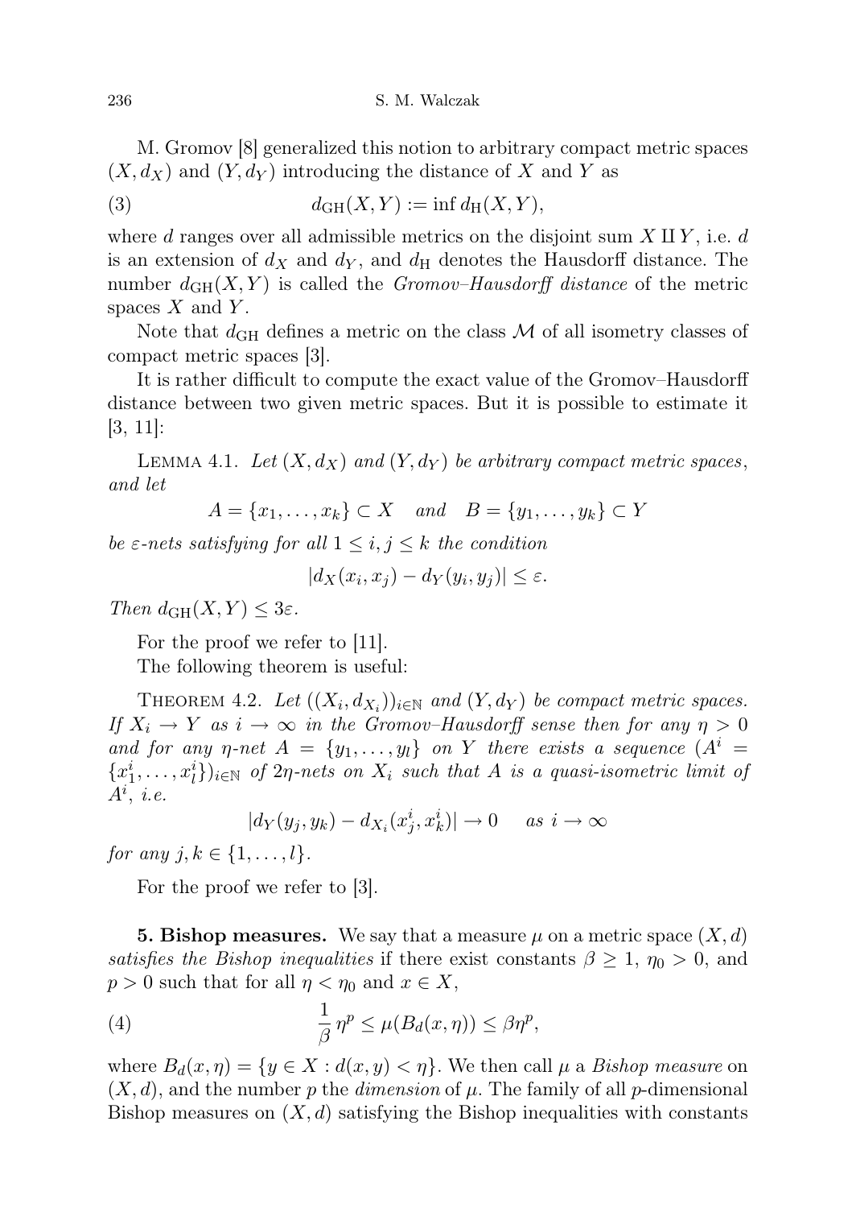M. Gromov [8] generalized this notion to arbitrary compact metric spaces $(X, d_X)$ and $(Y, d_Y)$ introducing the distance of $X$ and $Y$ as

$$d_{\mathrm{GH}}(X, Y) := \inf d_{\mathrm{H}}(X, Y), \tag{3}$$

where $d$ ranges over all admissible metrics on the disjoint sum $X \amalg Y$, i.e. $d$ is an extension of $d_X$ and $d_Y$, and $d_{\mathrm{H}}$ denotes the Hausdorff distance. The number $d_{\mathrm{GH}}(X, Y)$ is called the *Gromov–Hausdorff distance* of the metric spaces $X$ and $Y$.

Note that $d_{\mathrm{GH}}$ defines a metric on the class $\mathcal{M}$ of all isometry classes of compact metric spaces [3].

It is rather difficult to compute the exact value of the Gromov–Hausdorff distance between two given metric spaces. But it is possible to estimate it [3, 11]:

Lemma 4.1. *Let $(X, d_X)$ and $(Y, d_Y)$ be arbitrary compact metric spaces, and let*

$$A = \{x_1, \ldots, x_k\} \subset X \quad \text{and} \quad B = \{y_1, \ldots, y_k\} \subset Y$$

*be $\varepsilon$-nets satisfying for all $1 \leq i, j \leq k$ the condition*

$$|d_X(x_i, x_j) - d_Y(y_i, y_j)| \leq \varepsilon.$$

*Then $d_{\mathrm{GH}}(X, Y) \leq 3\varepsilon$.*

For the proof we refer to [11].

The following theorem is useful:

Theorem 4.2. *Let $((X_i, d_{X_i}))_{i \in \mathbb{N}}$ and $(Y, d_Y)$ be compact metric spaces. If $X_i \to Y$ as $i \to \infty$ in the Gromov–Hausdorff sense then for any $\eta > 0$ and for any $\eta$-net $A = \{y_1, \ldots, y_l\}$ on $Y$ there exists a sequence $(A^i = \{x_1^i, \ldots, x_l^i\})_{i \in \mathbb{N}}$ of $2\eta$-nets on $X_i$ such that $A$ is a quasi-isometric limit of $A^i$, i.e.*

$$|d_Y(y_j, y_k) - d_{X_i}(x_j^i, x_k^i)| \to 0 \quad \text{as } i \to \infty$$

*for any $j, k \in \{1, \ldots, l\}$.*

For the proof we refer to [3].

**5. Bishop measures.** We say that a measure $\mu$ on a metric space $(X, d)$ *satisfies the Bishop inequalities* if there exist constants $\beta \geq 1$, $\eta_0 > 0$, and $p > 0$ such that for all $\eta < \eta_0$ and $x \in X$,

$$\frac{1}{\beta}\,\eta^p \leq \mu(B_d(x, \eta)) \leq \beta \eta^p, \tag{4}$$

where $B_d(x, \eta) = \{y \in X : d(x, y) < \eta\}$. We then call $\mu$ a *Bishop measure* on $(X, d)$, and the number $p$ the *dimension* of $\mu$. The family of all $p$-dimensional Bishop measures on $(X, d)$ satisfying the Bishop inequalities with constants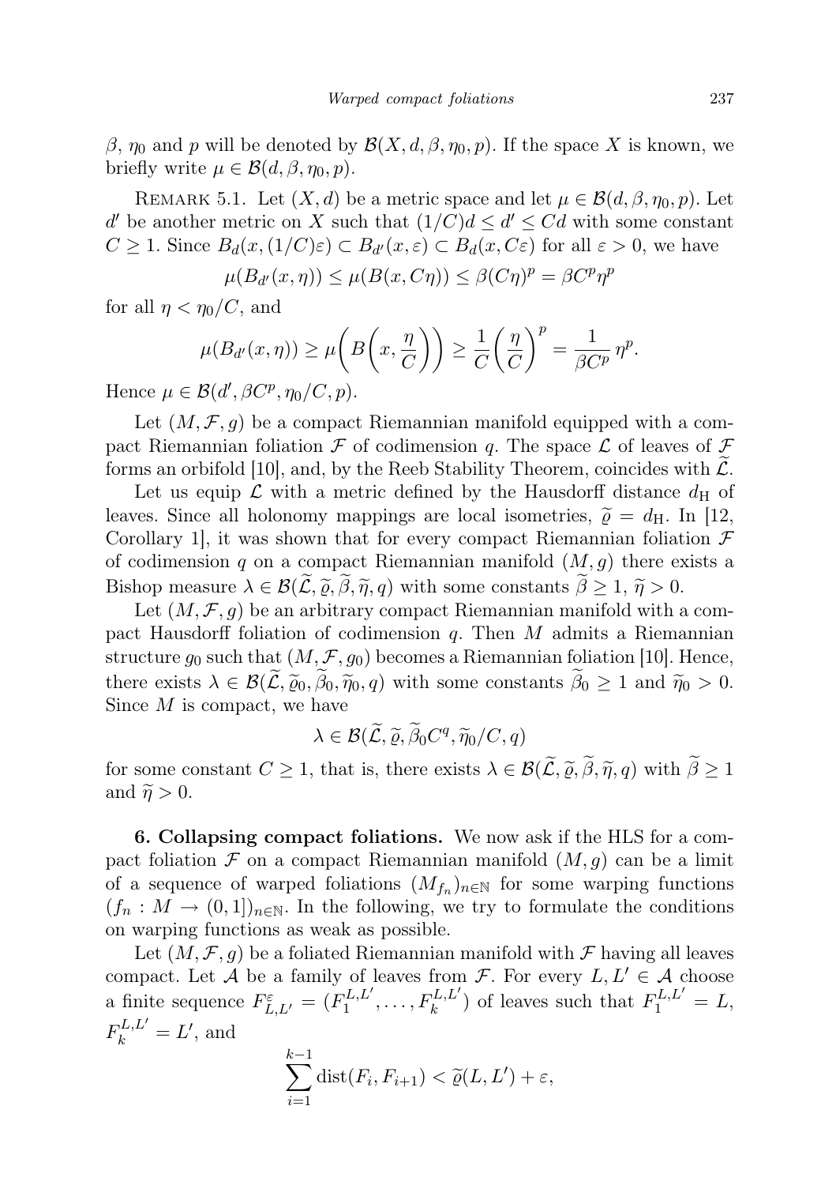$\beta$, $\eta_0$ and $p$ will be denoted by $\mathcal{B}(X, d, \beta, \eta_0, p)$. If the space $X$ is known, we briefly write $\mu \in \mathcal{B}(d, \beta, \eta_0, p)$.

REMARK 5.1. Let $(X, d)$ be a metric space and let $\mu \in \mathcal{B}(d, \beta, \eta_0, p)$. Let $d'$ be another metric on $X$ such that $(1/C)d \leq d' \leq Cd$ with some constant $C \geq 1$. Since $B_d(x, (1/C)\varepsilon) \subset B_{d'}(x, \varepsilon) \subset B_d(x, C\varepsilon)$ for all $\varepsilon > 0$, we have

$$\mu(B_{d'}(x, \eta)) \leq \mu(B(x, C\eta)) \leq \beta(C\eta)^p = \beta C^p \eta^p$$

for all $\eta < \eta_0/C$, and

$$\mu(B_{d'}(x, \eta)) \geq \mu\bigg(B\bigg(x, \frac{\eta}{C}\bigg)\bigg) \geq \frac{1}{C}\bigg(\frac{\eta}{C}\bigg)^p = \frac{1}{\beta C^p}\,\eta^p.$$

Hence $\mu \in \mathcal{B}(d', \beta C^p, \eta_0/C, p)$.

Let $(M, \mathcal{F}, g)$ be a compact Riemannian manifold equipped with a compact Riemannian foliation $\mathcal{F}$ of codimension $q$. The space $\mathcal{L}$ of leaves of $\mathcal{F}$ forms an orbifold [10], and, by the Reeb Stability Theorem, coincides with $\widetilde{\mathcal{L}}$.

Let us equip $\mathcal{L}$ with a metric defined by the Hausdorff distance $d_{\mathrm{H}}$ of leaves. Since all holonomy mappings are local isometries, $\widetilde{\varrho} = d_{\mathrm{H}}$. In [12, Corollary 1], it was shown that for every compact Riemannian foliation $\mathcal{F}$ of codimension $q$ on a compact Riemannian manifold $(M, g)$ there exists a Bishop measure $\lambda \in \mathcal{B}(\widetilde{\mathcal{L}}, \widetilde{\varrho}, \widetilde{\beta}, \widetilde{\eta}, q)$ with some constants $\widetilde{\beta} \geq 1$, $\widetilde{\eta} > 0$.

Let $(M, \mathcal{F}, g)$ be an arbitrary compact Riemannian manifold with a compact Hausdorff foliation of codimension $q$. Then $M$ admits a Riemannian structure $g_0$ such that $(M, \mathcal{F}, g_0)$ becomes a Riemannian foliation [10]. Hence, there exists $\lambda \in \mathcal{B}(\widetilde{\mathcal{L}}, \widetilde{\varrho}_0, \widetilde{\beta}_0, \widetilde{\eta}_0, q)$ with some constants $\widetilde{\beta}_0 \geq 1$ and $\widetilde{\eta}_0 > 0$. Since $M$ is compact, we have

$$\lambda \in \mathcal{B}(\widetilde{\mathcal{L}}, \widetilde{\varrho}, \widetilde{\beta}_0 C^q, \widetilde{\eta}_0/C, q)$$

for some constant $C \geq 1$, that is, there exists $\lambda \in \mathcal{B}(\widetilde{\mathcal{L}}, \widetilde{\varrho}, \widetilde{\beta}, \widetilde{\eta}, q)$ with $\widetilde{\beta} \geq 1$ and $\widetilde{\eta} > 0$.

**6. Collapsing compact foliations.** We now ask if the HLS for a compact foliation $\mathcal{F}$ on a compact Riemannian manifold $(M, g)$ can be a limit of a sequence of warped foliations $(M_{f_n})_{n \in \mathbb{N}}$ for some warping functions $(f_n : M \to (0, 1])_{n \in \mathbb{N}}$. In the following, we try to formulate the conditions on warping functions as weak as possible.

Let $(M, \mathcal{F}, g)$ be a foliated Riemannian manifold with $\mathcal{F}$ having all leaves compact. Let $\mathcal{A}$ be a family of leaves from $\mathcal{F}$. For every $L, L' \in \mathcal{A}$ choose a finite sequence $F^{\varepsilon}_{L,L'} = (F^{L,L'}_1, \ldots, F^{L,L'}_k)$ of leaves such that $F^{L,L'}_1 = L$, $F^{L,L'}_k = L'$, and

$$\sum_{i=1}^{k-1} \operatorname{dist}(F_i, F_{i+1}) < \widetilde{\varrho}(L, L') + \varepsilon,$$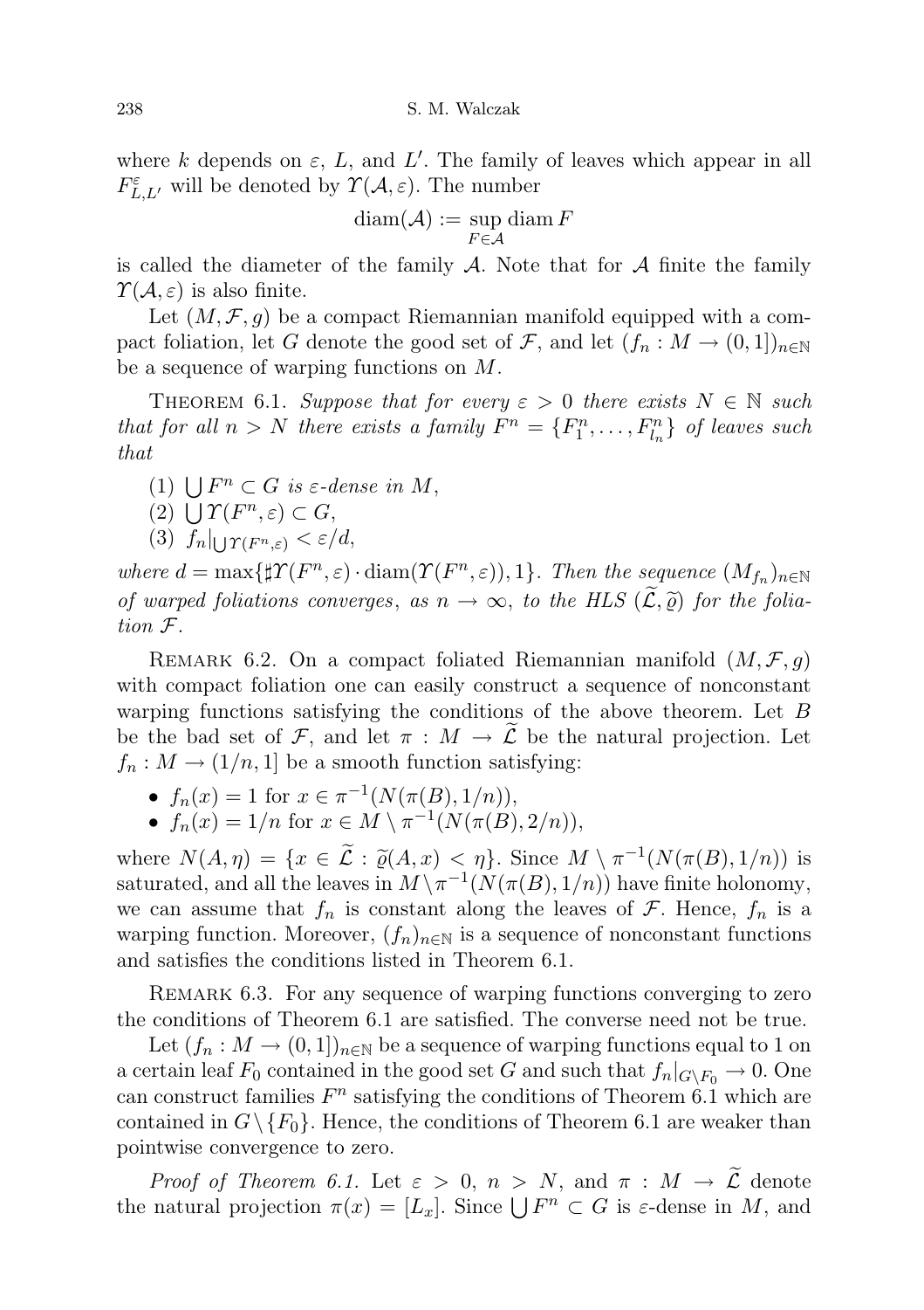where $k$ depends on $\varepsilon$, $L$, and $L'$. The family of leaves which appear in all $F^{\varepsilon}_{L,L'}$ will be denoted by $\Upsilon(\mathcal{A},\varepsilon)$. The number

$$\operatorname{diam}(\mathcal{A}) := \sup_{F\in\mathcal{A}} \operatorname{diam} F$$

is called the diameter of the family $\mathcal{A}$. Note that for $\mathcal{A}$ finite the family $\Upsilon(\mathcal{A},\varepsilon)$ is also finite.

Let $(M,\mathcal{F},g)$ be a compact Riemannian manifold equipped with a compact foliation, let $G$ denote the good set of $\mathcal{F}$, and let $(f_n : M \to (0,1])_{n\in\mathbb{N}}$ be a sequence of warping functions on $M$.

THEOREM 6.1. *Suppose that for every $\varepsilon > 0$ there exists $N \in \mathbb{N}$ such that for all $n > N$ there exists a family $F^n = \{F^n_1,\dots,F^n_{l_n}\}$ of leaves such that*

(1) $\bigcup F^n \subset G$ *is $\varepsilon$-dense in $M$,*
(2) $\bigcup \Upsilon(F^n,\varepsilon) \subset G$,
(3) $f_n|_{\bigcup \Upsilon(F^n,\varepsilon)} < \varepsilon/d$,

*where $d = \max\{\sharp\Upsilon(F^n,\varepsilon)\cdot \operatorname{diam}(\Upsilon(F^n,\varepsilon)),1\}$. Then the sequence $(M_{f_n})_{n\in\mathbb{N}}$ of warped foliations converges, as $n\to\infty$, to the HLS $(\widetilde{\mathcal{L}},\widetilde{\varrho})$ for the foliation $\mathcal{F}$.*

REMARK 6.2. On a compact foliated Riemannian manifold $(M,\mathcal{F},g)$ with compact foliation one can easily construct a sequence of nonconstant warping functions satisfying the conditions of the above theorem. Let $B$ be the bad set of $\mathcal{F}$, and let $\pi : M \to \widetilde{\mathcal{L}}$ be the natural projection. Let $f_n : M \to (1/n,1]$ be a smooth function satisfying:

- $f_n(x) = 1$ for $x \in \pi^{-1}(N(\pi(B),1/n))$,
- $f_n(x) = 1/n$ for $x \in M \setminus \pi^{-1}(N(\pi(B),2/n))$,

where $N(A,\eta) = \{x \in \widetilde{\mathcal{L}} : \widetilde{\varrho}(A,x) < \eta\}$. Since $M \setminus \pi^{-1}(N(\pi(B),1/n))$ is saturated, and all the leaves in $M\setminus\pi^{-1}(N(\pi(B),1/n))$ have finite holonomy, we can assume that $f_n$ is constant along the leaves of $\mathcal{F}$. Hence, $f_n$ is a warping function. Moreover, $(f_n)_{n\in\mathbb{N}}$ is a sequence of nonconstant functions and satisfies the conditions listed in Theorem 6.1.

REMARK 6.3. For any sequence of warping functions converging to zero the conditions of Theorem 6.1 are satisfied. The converse need not be true.

Let $(f_n : M \to (0,1])_{n\in\mathbb{N}}$ be a sequence of warping functions equal to 1 on a certain leaf $F_0$ contained in the good set $G$ and such that $f_n|_{G\setminus F_0} \to 0$. One can construct families $F^n$ satisfying the conditions of Theorem 6.1 which are contained in $G\setminus\{F_0\}$. Hence, the conditions of Theorem 6.1 are weaker than pointwise convergence to zero.

*Proof of Theorem 6.1.* Let $\varepsilon > 0$, $n > N$, and $\pi : M \to \widetilde{\mathcal{L}}$ denote the natural projection $\pi(x) = [L_x]$. Since $\bigcup F^n \subset G$ is $\varepsilon$-dense in $M$, and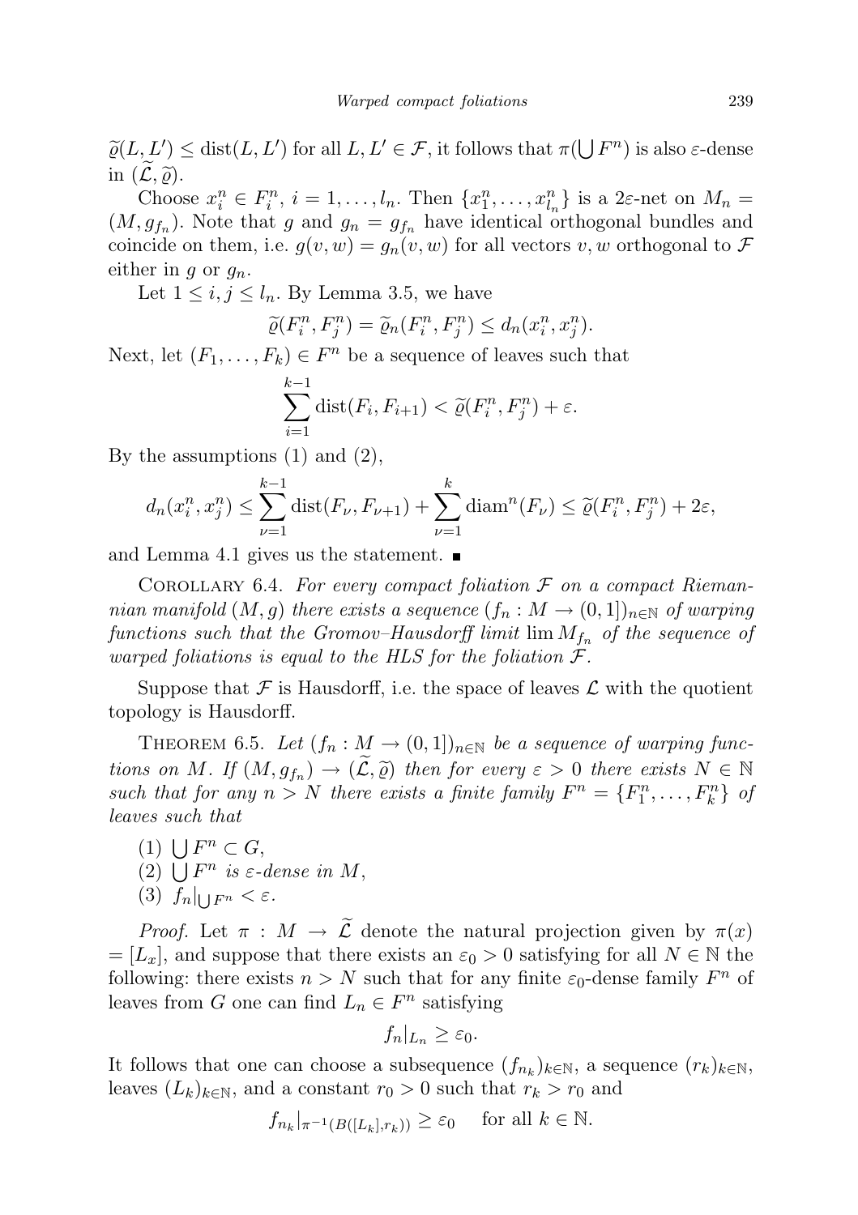$\widetilde{\varrho}(L, L') \leq \operatorname{dist}(L, L')$ for all $L, L' \in \mathcal{F}$, it follows that $\pi(\bigcup F^n)$ is also $\varepsilon$-dense in $(\widetilde{\mathcal{L}}, \widetilde{\varrho})$.

Choose $x_i^n \in F_i^n$, $i = 1, \ldots, l_n$. Then $\{x_1^n, \ldots, x_{l_n}^n\}$ is a $2\varepsilon$-net on $M_n = (M, g_{f_n})$. Note that $g$ and $g_n = g_{f_n}$ have identical orthogonal bundles and coincide on them, i.e. $g(v, w) = g_n(v, w)$ for all vectors $v, w$ orthogonal to $\mathcal{F}$ either in $g$ or $g_n$.

Let $1 \leq i, j \leq l_n$. By Lemma 3.5, we have

$$\widetilde{\varrho}(F_i^n, F_j^n) = \widetilde{\varrho}_n(F_i^n, F_j^n) \leq d_n(x_i^n, x_j^n).$$

Next, let $(F_1, \ldots, F_k) \in F^n$ be a sequence of leaves such that

$$\sum_{i=1}^{k-1} \operatorname{dist}(F_i, F_{i+1}) < \widetilde{\varrho}(F_i^n, F_j^n) + \varepsilon.$$

By the assumptions (1) and (2),

$$d_n(x_i^n, x_j^n) \leq \sum_{\nu=1}^{k-1} \operatorname{dist}(F_\nu, F_{\nu+1}) + \sum_{\nu=1}^{k} \operatorname{diam}^n(F_\nu) \leq \widetilde{\varrho}(F_i^n, F_j^n) + 2\varepsilon,$$

and Lemma 4.1 gives us the statement. ∎

Corollary 6.4. *For every compact foliation $\mathcal{F}$ on a compact Riemannian manifold $(M, g)$ there exists a sequence $(f_n : M \to (0, 1])_{n \in \mathbb{N}}$ of warping functions such that the Gromov–Hausdorff limit $\lim M_{f_n}$ of the sequence of warped foliations is equal to the HLS for the foliation $\mathcal{F}$.*

Suppose that $\mathcal{F}$ is Hausdorff, i.e. the space of leaves $\mathcal{L}$ with the quotient topology is Hausdorff.

Theorem 6.5. *Let $(f_n : M \to (0, 1])_{n \in \mathbb{N}}$ be a sequence of warping functions on $M$. If $(M, g_{f_n}) \to (\widetilde{\mathcal{L}}, \widetilde{\varrho})$ then for every $\varepsilon > 0$ there exists $N \in \mathbb{N}$ such that for any $n > N$ there exists a finite family $F^n = \{F_1^n, \ldots, F_k^n\}$ of leaves such that*

(1) $\bigcup F^n \subset G$,
(2) $\bigcup F^n$ *is $\varepsilon$-dense in $M$,*
(3) $f_n|_{\bigcup F^n} < \varepsilon$.

*Proof.* Let $\pi : M \to \widetilde{\mathcal{L}}$ denote the natural projection given by $\pi(x) = [L_x]$, and suppose that there exists an $\varepsilon_0 > 0$ satisfying for all $N \in \mathbb{N}$ the following: there exists $n > N$ such that for any finite $\varepsilon_0$-dense family $F^n$ of leaves from $G$ one can find $L_n \in F^n$ satisfying

$$f_n|_{L_n} \geq \varepsilon_0.$$

It follows that one can choose a subsequence $(f_{n_k})_{k \in \mathbb{N}}$, a sequence $(r_k)_{k \in \mathbb{N}}$, leaves $(L_k)_{k \in \mathbb{N}}$, and a constant $r_0 > 0$ such that $r_k > r_0$ and

$$f_{n_k}|_{\pi^{-1}(B([L_k], r_k))} \geq \varepsilon_0 \quad \text{for all } k \in \mathbb{N}.$$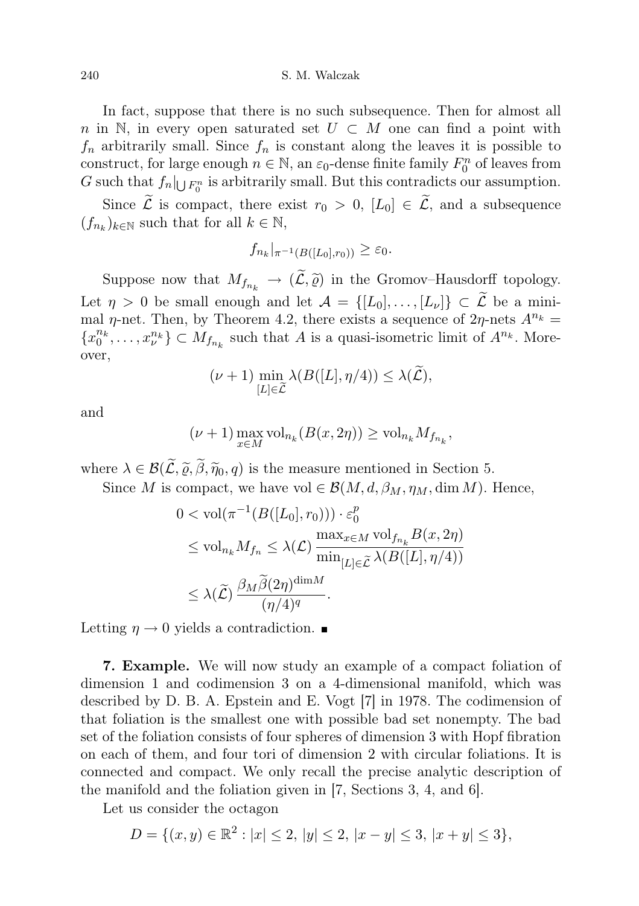In fact, suppose that there is no such subsequence. Then for almost all $n$ in $\mathbb{N}$, in every open saturated set $U \subset M$ one can find a point with $f_n$ arbitrarily small. Since $f_n$ is constant along the leaves it is possible to construct, for large enough $n \in \mathbb{N}$, an $\varepsilon_0$-dense finite family $F_0^n$ of leaves from $G$ such that $f_n|_{\bigcup F_0^n}$ is arbitrarily small. But this contradicts our assumption.

Since $\widetilde{\mathcal{L}}$ is compact, there exist $r_0 > 0$, $[L_0] \in \widetilde{\mathcal{L}}$, and a subsequence $(f_{n_k})_{k\in\mathbb{N}}$ such that for all $k \in \mathbb{N}$,

$$f_{n_k}|_{\pi^{-1}(B([L_0],r_0))} \geq \varepsilon_0.$$

Suppose now that $M_{f_{n_k}} \to (\widetilde{\mathcal{L}}, \widetilde{\varrho})$ in the Gromov–Hausdorff topology. Let $\eta > 0$ be small enough and let $\mathcal{A} = \{[L_0], \ldots, [L_\nu]\} \subset \widetilde{\mathcal{L}}$ be a minimal $\eta$-net. Then, by Theorem 4.2, there exists a sequence of $2\eta$-nets $A^{n_k} = \{x_0^{n_k}, \ldots, x_\nu^{n_k}\} \subset M_{f_{n_k}}$ such that $A$ is a quasi-isometric limit of $A^{n_k}$. Moreover,

$$(\nu + 1) \min_{[L]\in\widetilde{\mathcal{L}}} \lambda(B([L], \eta/4)) \leq \lambda(\widetilde{\mathcal{L}}),$$

and

$$(\nu + 1) \max_{x\in M} \mathrm{vol}_{n_k}(B(x, 2\eta)) \geq \mathrm{vol}_{n_k} M_{f_{n_k}},$$

where $\lambda \in \mathcal{B}(\widetilde{\mathcal{L}}, \widetilde{\varrho}, \widetilde{\beta}, \widetilde{\eta}_0, q)$ is the measure mentioned in Section 5.

Since $M$ is compact, we have $\mathrm{vol} \in \mathcal{B}(M, d, \beta_M, \eta_M, \dim M)$. Hence,

$$\begin{aligned}
0 &< \mathrm{vol}(\pi^{-1}(B([L_0], r_0))) \cdot \varepsilon_0^p \\
&\leq \mathrm{vol}_{n_k} M_{f_n} \leq \lambda(\mathcal{L}) \frac{\max_{x\in M} \mathrm{vol}_{f_{n_k}} B(x, 2\eta)}{\min_{[L]\in\widetilde{\mathcal{L}}} \lambda(B([L], \eta/4))} \\
&\leq \lambda(\widetilde{\mathcal{L}}) \frac{\beta_M \widetilde{\beta}(2\eta)^{\dim M}}{(\eta/4)^q}.
\end{aligned}$$

Letting $\eta \to 0$ yields a contradiction. ∎

**7. Example.** We will now study an example of a compact foliation of dimension 1 and codimension 3 on a 4-dimensional manifold, which was described by D. B. A. Epstein and E. Vogt [7] in 1978. The codimension of that foliation is the smallest one with possible bad set nonempty. The bad set of the foliation consists of four spheres of dimension 3 with Hopf fibration on each of them, and four tori of dimension 2 with circular foliations. It is connected and compact. We only recall the precise analytic description of the manifold and the foliation given in [7, Sections 3, 4, and 6].

Let us consider the octagon

$$D = \{(x, y) \in \mathbb{R}^2 : |x| \leq 2,\ |y| \leq 2,\ |x - y| \leq 3,\ |x + y| \leq 3\},$$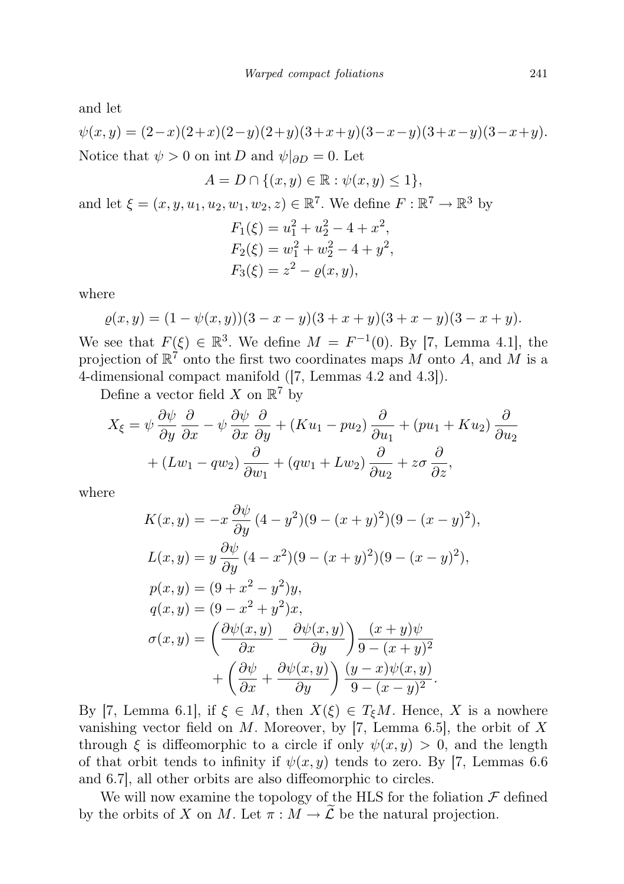and let

$$\psi(x,y) = (2-x)(2+x)(2-y)(2+y)(3+x+y)(3-x-y)(3+x-y)(3-x+y).$$

Notice that $\psi > 0$ on $\operatorname{int} D$ and $\psi|_{\partial D} = 0$. Let

$$A = D \cap \{(x,y) \in \mathbb{R} : \psi(x,y) \le 1\},$$

and let $\xi = (x, y, u_1, u_2, w_1, w_2, z) \in \mathbb{R}^7$. We define $F : \mathbb{R}^7 \to \mathbb{R}^3$ by

$$\begin{aligned}
F_1(\xi) &= u_1^2 + u_2^2 - 4 + x^2,\\
F_2(\xi) &= w_1^2 + w_2^2 - 4 + y^2,\\
F_3(\xi) &= z^2 - \varrho(x,y),
\end{aligned}$$

where

$$\varrho(x,y) = (1-\psi(x,y))(3-x-y)(3+x+y)(3+x-y)(3-x+y).$$

We see that $F(\xi) \in \mathbb{R}^3$. We define $M = F^{-1}(0)$. By [7, Lemma 4.1], the projection of $\mathbb{R}^7$ onto the first two coordinates maps $M$ onto $A$, and $M$ is a 4-dimensional compact manifold ([7, Lemmas 4.2 and 4.3]).

Define a vector field $X$ on $\mathbb{R}^7$ by

$$\begin{aligned}
X_\xi = \psi \frac{\partial \psi}{\partial y} \frac{\partial}{\partial x} - \psi \frac{\partial \psi}{\partial x} \frac{\partial}{\partial y} + (Ku_1 - pu_2) \frac{\partial}{\partial u_1} + (pu_1 + Ku_2) \frac{\partial}{\partial u_2}\\
+ (Lw_1 - qw_2) \frac{\partial}{\partial w_1} + (qw_1 + Lw_2) \frac{\partial}{\partial u_2} + z\sigma \frac{\partial}{\partial z},
\end{aligned}$$

where

$$\begin{aligned}
K(x,y) &= -x \frac{\partial \psi}{\partial y} (4-y^2)(9-(x+y)^2)(9-(x-y)^2),\\
L(x,y) &= y \frac{\partial \psi}{\partial y} (4-x^2)(9-(x+y)^2)(9-(x-y)^2),\\
p(x,y) &= (9+x^2-y^2)y,\\
q(x,y) &= (9-x^2+y^2)x,\\
\sigma(x,y) &= \left(\frac{\partial \psi(x,y)}{\partial x} - \frac{\partial \psi(x,y)}{\partial y}\right) \frac{(x+y)\psi}{9-(x+y)^2}\\
&\quad + \left(\frac{\partial \psi}{\partial x} + \frac{\partial \psi(x,y)}{\partial y}\right) \frac{(y-x)\psi(x,y)}{9-(x-y)^2}.
\end{aligned}$$

By [7, Lemma 6.1], if $\xi \in M$, then $X(\xi) \in T_\xi M$. Hence, $X$ is a nowhere vanishing vector field on $M$. Moreover, by [7, Lemma 6.5], the orbit of $X$ through $\xi$ is diffeomorphic to a circle if only $\psi(x,y) > 0$, and the length of that orbit tends to infinity if $\psi(x,y)$ tends to zero. By [7, Lemmas 6.6 and 6.7], all other orbits are also diffeomorphic to circles.

We will now examine the topology of the HLS for the foliation $\mathcal{F}$ defined by the orbits of $X$ on $M$. Let $\pi : M \to \widetilde{\mathcal{L}}$ be the natural projection.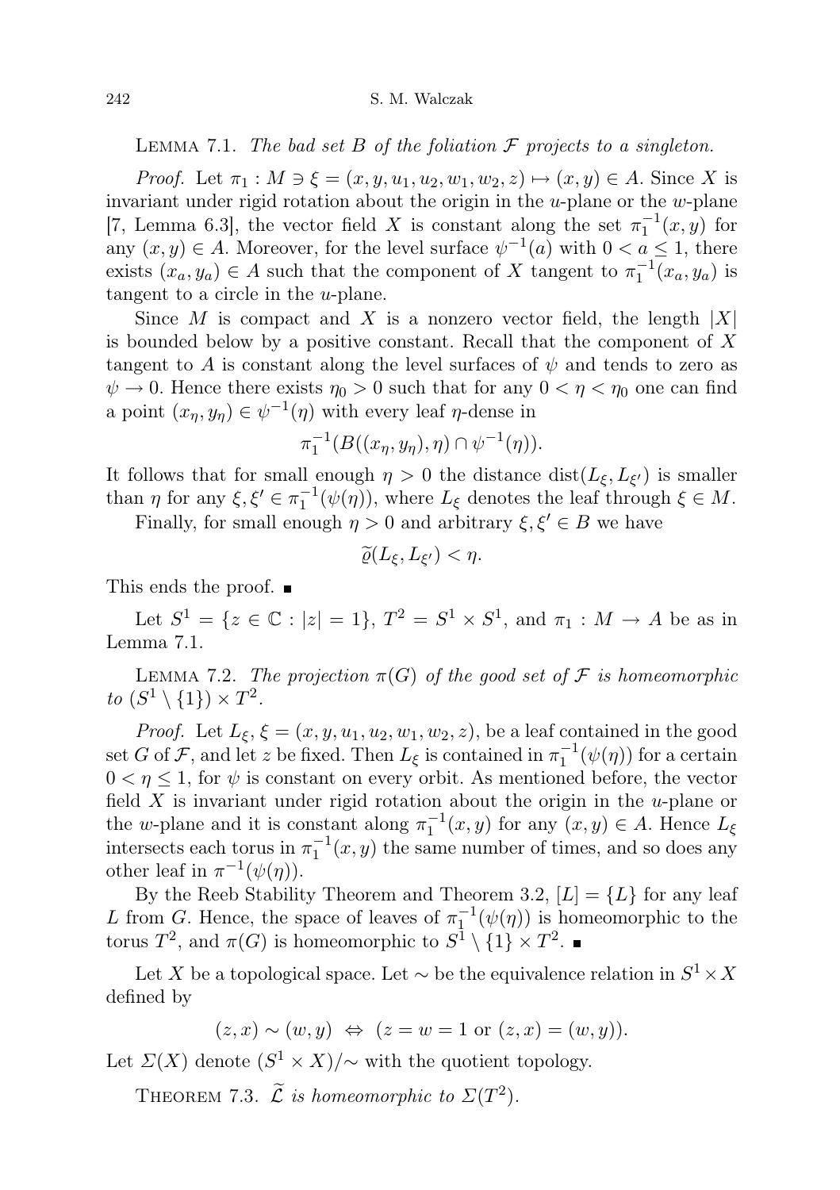LEMMA 7.1. *The bad set $B$ of the foliation $\mathcal{F}$ projects to a singleton.*

*Proof.* Let $\pi_1 : M \ni \xi = (x, y, u_1, u_2, w_1, w_2, z) \mapsto (x, y) \in A$. Since $X$ is invariant under rigid rotation about the origin in the $u$-plane or the $w$-plane [7, Lemma 6.3], the vector field $X$ is constant along the set $\pi_1^{-1}(x, y)$ for any $(x, y) \in A$. Moreover, for the level surface $\psi^{-1}(a)$ with $0 < a \leq 1$, there exists $(x_a, y_a) \in A$ such that the component of $X$ tangent to $\pi_1^{-1}(x_a, y_a)$ is tangent to a circle in the $u$-plane.

Since $M$ is compact and $X$ is a nonzero vector field, the length $|X|$ is bounded below by a positive constant. Recall that the component of $X$ tangent to $A$ is constant along the level surfaces of $\psi$ and tends to zero as $\psi \to 0$. Hence there exists $\eta_0 > 0$ such that for any $0 < \eta < \eta_0$ one can find a point $(x_\eta, y_\eta) \in \psi^{-1}(\eta)$ with every leaf $\eta$-dense in

$$\pi_1^{-1}(B((x_\eta, y_\eta), \eta) \cap \psi^{-1}(\eta)).$$

It follows that for small enough $\eta > 0$ the distance $\operatorname{dist}(L_\xi, L_{\xi'})$ is smaller than $\eta$ for any $\xi, \xi' \in \pi_1^{-1}(\psi(\eta))$, where $L_\xi$ denotes the leaf through $\xi \in M$.

Finally, for small enough $\eta > 0$ and arbitrary $\xi, \xi' \in B$ we have

$$\widetilde{\varrho}(L_\xi, L_{\xi'}) < \eta.$$

This ends the proof. ∎

Let $S^1 = \{z \in \mathbb{C} : |z| = 1\}$, $T^2 = S^1 \times S^1$, and $\pi_1 : M \to A$ be as in Lemma 7.1.

LEMMA 7.2. *The projection $\pi(G)$ of the good set of $\mathcal{F}$ is homeomorphic to $(S^1 \setminus \{1\}) \times T^2$.*

*Proof.* Let $L_\xi$, $\xi = (x, y, u_1, u_2, w_1, w_2, z)$, be a leaf contained in the good set $G$ of $\mathcal{F}$, and let $z$ be fixed. Then $L_\xi$ is contained in $\pi_1^{-1}(\psi(\eta))$ for a certain $0 < \eta \leq 1$, for $\psi$ is constant on every orbit. As mentioned before, the vector field $X$ is invariant under rigid rotation about the origin in the $u$-plane or the $w$-plane and it is constant along $\pi_1^{-1}(x, y)$ for any $(x, y) \in A$. Hence $L_\xi$ intersects each torus in $\pi_1^{-1}(x, y)$ the same number of times, and so does any other leaf in $\pi^{-1}(\psi(\eta))$.

By the Reeb Stability Theorem and Theorem 3.2, $[L] = \{L\}$ for any leaf $L$ from $G$. Hence, the space of leaves of $\pi_1^{-1}(\psi(\eta))$ is homeomorphic to the torus $T^2$, and $\pi(G)$ is homeomorphic to $S^1 \setminus \{1\} \times T^2$. ∎

Let $X$ be a topological space. Let $\sim$ be the equivalence relation in $S^1 \times X$ defined by

$$(z, x) \sim (w, y) \Leftrightarrow (z = w = 1 \text{ or } (z, x) = (w, y)).$$

Let $\Sigma(X)$ denote $(S^1 \times X)/\sim$ with the quotient topology.

THEOREM 7.3. *$\widetilde{\mathcal{L}}$ is homeomorphic to $\Sigma(T^2)$.*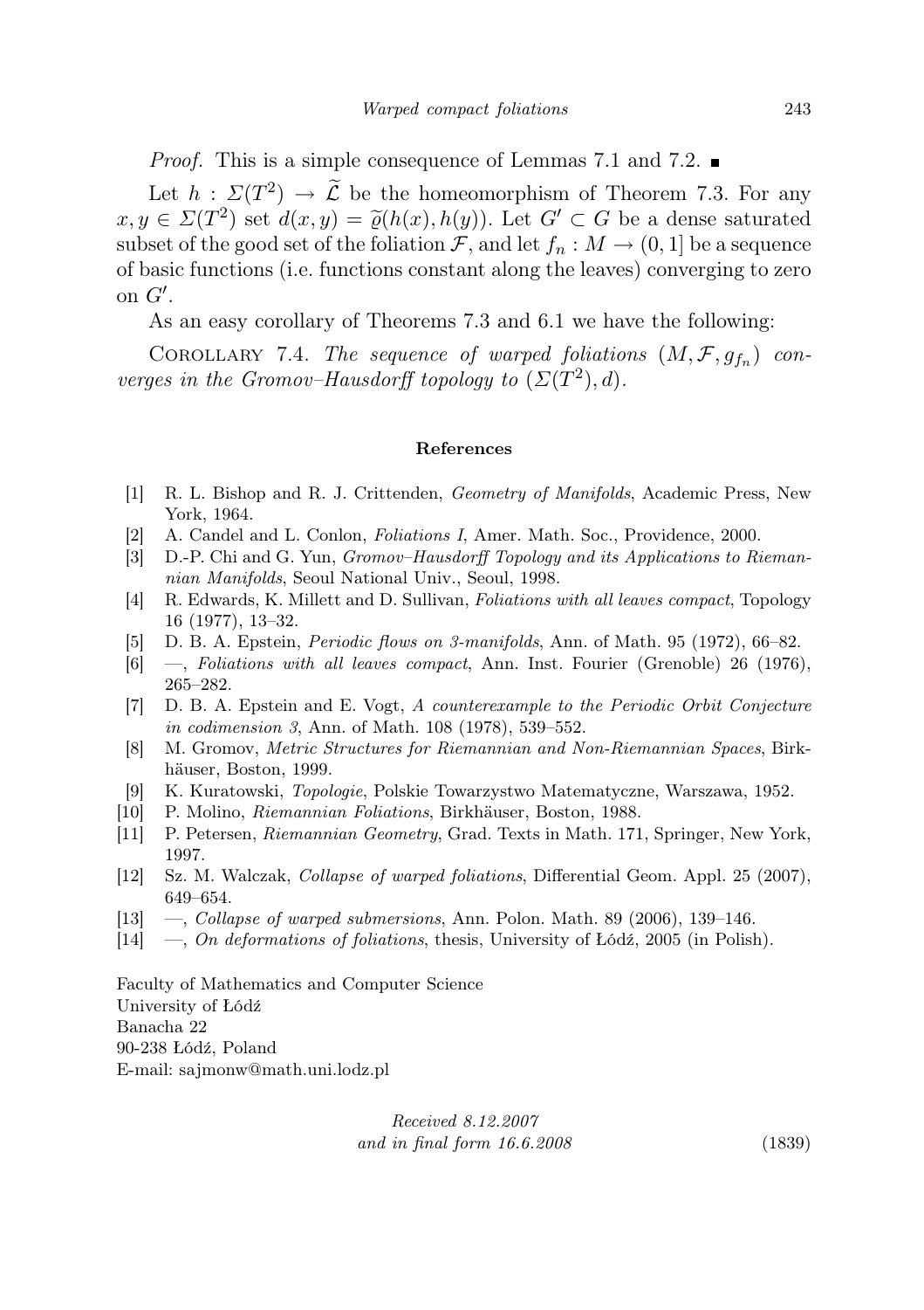*Proof.* This is a simple consequence of Lemmas 7.1 and 7.2. ∎

Let $h : \Sigma(T^2) \to \widetilde{\mathcal{L}}$ be the homeomorphism of Theorem 7.3. For any $x, y \in \Sigma(T^2)$ set $d(x, y) = \widetilde{\varrho}(h(x), h(y))$. Let $G' \subset G$ be a dense saturated subset of the good set of the foliation $\mathcal{F}$, and let $f_n : M \to (0, 1]$ be a sequence of basic functions (i.e. functions constant along the leaves) converging to zero on $G'$.

As an easy corollary of Theorems 7.3 and 6.1 we have the following:

COROLLARY 7.4. *The sequence of warped foliations* $(M, \mathcal{F}, g_{f_n})$ *converges in the Gromov–Hausdorff topology to* $(\Sigma(T^2), d)$.

## References

[1] R. L. Bishop and R. J. Crittenden, *Geometry of Manifolds*, Academic Press, New York, 1964.

[2] A. Candel and L. Conlon, *Foliations I*, Amer. Math. Soc., Providence, 2000.

[3] D.-P. Chi and G. Yun, *Gromov–Hausdorff Topology and its Applications to Riemannian Manifolds*, Seoul National Univ., Seoul, 1998.

[4] R. Edwards, K. Millett and D. Sullivan, *Foliations with all leaves compact*, Topology 16 (1977), 13–32.

[5] D. B. A. Epstein, *Periodic flows on 3-manifolds*, Ann. of Math. 95 (1972), 66–82.

[6] —, *Foliations with all leaves compact*, Ann. Inst. Fourier (Grenoble) 26 (1976), 265–282.

[7] D. B. A. Epstein and E. Vogt, *A counterexample to the Periodic Orbit Conjecture in codimension 3*, Ann. of Math. 108 (1978), 539–552.

[8] M. Gromov, *Metric Structures for Riemannian and Non-Riemannian Spaces*, Birkhäuser, Boston, 1999.

[9] K. Kuratowski, *Topologie*, Polskie Towarzystwo Matematyczne, Warszawa, 1952.

[10] P. Molino, *Riemannian Foliations*, Birkhäuser, Boston, 1988.

[11] P. Petersen, *Riemannian Geometry*, Grad. Texts in Math. 171, Springer, New York, 1997.

[12] Sz. M. Walczak, *Collapse of warped foliations*, Differential Geom. Appl. 25 (2007), 649–654.

[13] —, *Collapse of warped submersions*, Ann. Polon. Math. 89 (2006), 139–146.

[14] —, *On deformations of foliations*, thesis, University of Łódź, 2005 (in Polish).

Faculty of Mathematics and Computer Science
University of Łódź
Banacha 22
90-238 Łódź, Poland
E-mail: sajmonw@math.uni.lodz.pl

*Received 8.12.2007*
*and in final form 16.6.2008* (1839)